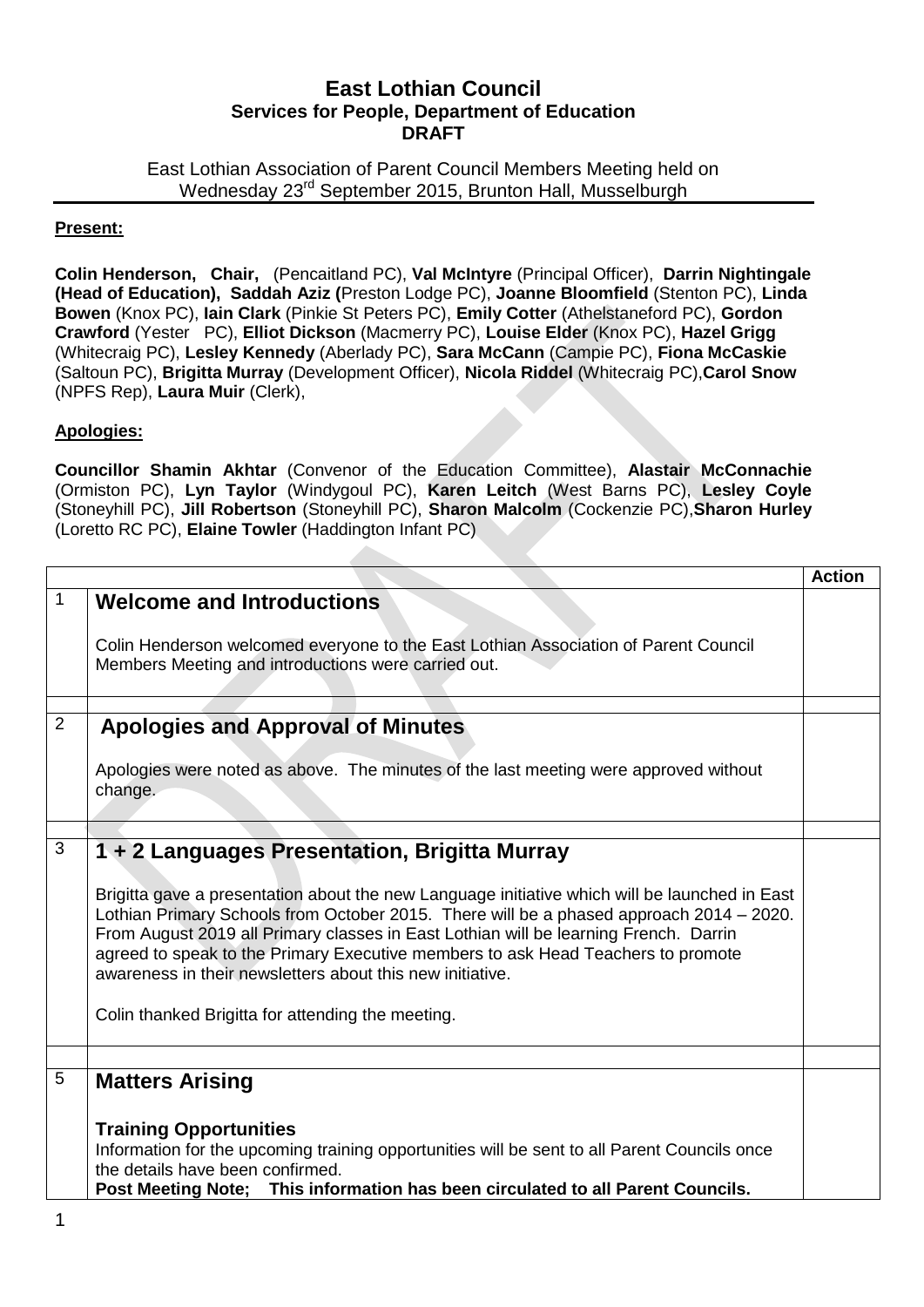# East Lothian Council
## Services for People, Department of Education
## DRAFT

East Lothian Association of Parent Council Members Meeting held on Wednesday 23rd September 2015, Brunton Hall, Musselburgh

**Present:**

**Colin Henderson, Chair,** (Pencaitland PC), **Val McIntyre** (Principal Officer), **Darrin Nightingale (Head of Education), Saddah Aziz (**Preston Lodge PC), **Joanne Bloomfield** (Stenton PC), **Linda Bowen** (Knox PC), **Iain Clark** (Pinkie St Peters PC), **Emily Cotter** (Athelstaneford PC), **Gordon Crawford** (Yester PC), **Elliot Dickson** (Macmerry PC), **Louise Elder** (Knox PC), **Hazel Grigg** (Whitecraig PC), **Lesley Kennedy** (Aberlady PC), **Sara McCann** (Campie PC), **Fiona McCaskie** (Saltoun PC), **Brigitta Murray** (Development Officer), **Nicola Riddel** (Whitecraig PC),**Carol Snow** (NPFS Rep), **Laura Muir** (Clerk),

**Apologies:**

**Councillor Shamin Akhtar** (Convenor of the Education Committee), **Alastair McConnachie** (Ormiston PC), **Lyn Taylor** (Windygoul PC), **Karen Leitch** (West Barns PC), **Lesley Coyle** (Stoneyhill PC), **Jill Robertson** (Stoneyhill PC), **Sharon Malcolm** (Cockenzie PC),**Sharon Hurley** (Loretto RC PC), **Elaine Towler** (Haddington Infant PC)

| | | **Action** |
|---|---|---|
| 1 | **Welcome and Introductions**<br><br>Colin Henderson welcomed everyone to the East Lothian Association of Parent Council Members Meeting and introductions were carried out. | |
| | | |
| 2 | **Apologies and Approval of Minutes**<br><br>Apologies were noted as above. The minutes of the last meeting were approved without change. | |
| | | |
| 3 | **1 + 2 Languages Presentation, Brigitta Murray**<br><br>Brigitta gave a presentation about the new Language initiative which will be launched in East Lothian Primary Schools from October 2015. There will be a phased approach 2014 – 2020. From August 2019 all Primary classes in East Lothian will be learning French. Darrin agreed to speak to the Primary Executive members to ask Head Teachers to promote awareness in their newsletters about this new initiative.<br><br>Colin thanked Brigitta for attending the meeting. | |
| | | |
| 5 | **Matters Arising**<br><br>**Training Opportunities**<br>Information for the upcoming training opportunities will be sent to all Parent Councils once the details have been confirmed.<br>**Post Meeting Note; This information has been circulated to all Parent Councils.** | |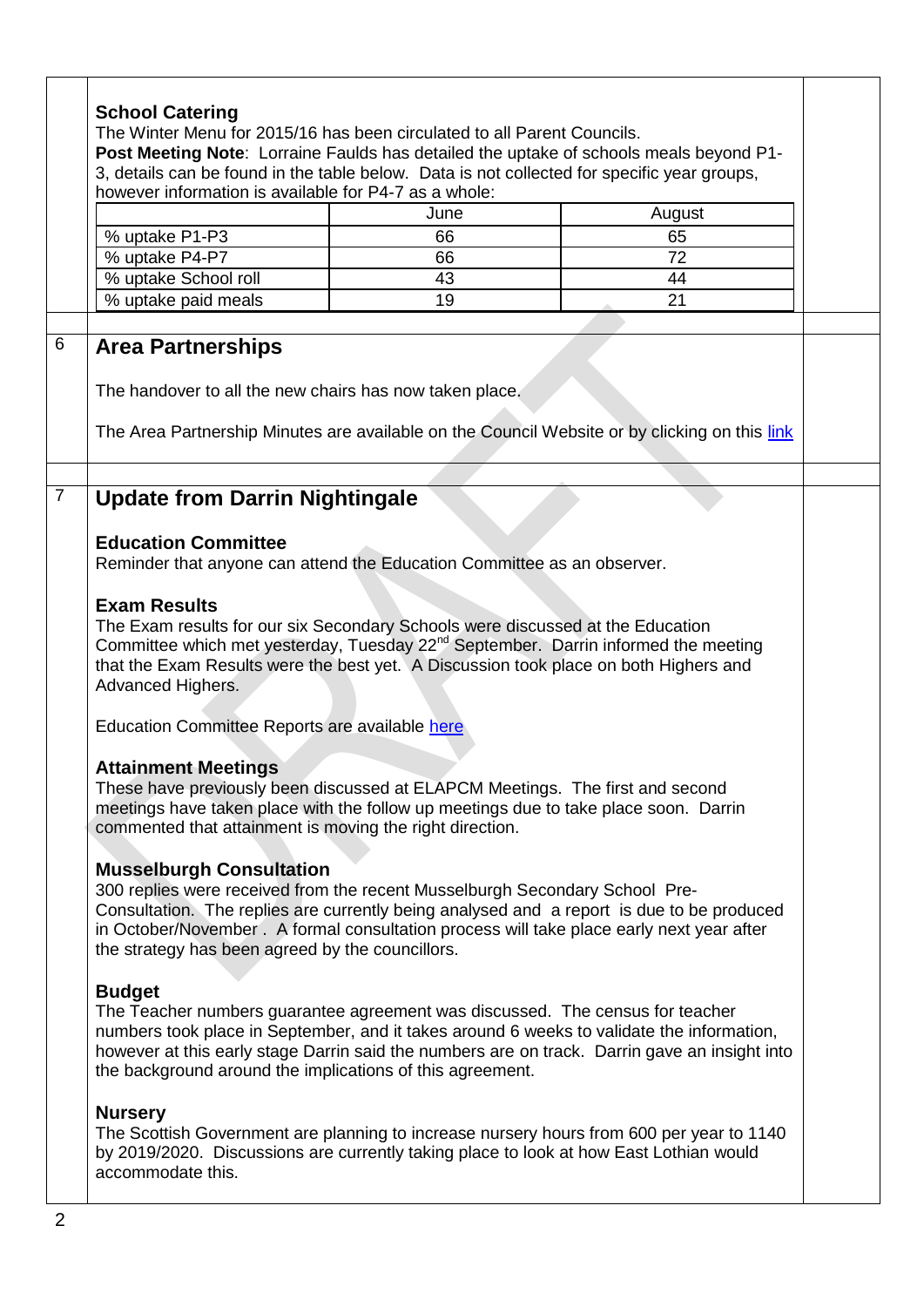**School Catering**

The Winter Menu for 2015/16 has been circulated to all Parent Councils.

**Post Meeting Note**: Lorraine Faulds has detailed the uptake of schools meals beyond P1-3, details can be found in the table below. Data is not collected for specific year groups, however information is available for P4-7 as a whole:

| | June | August |
|---|---|---|
| % uptake P1-P3 | 66 | 65 |
| % uptake P4-P7 | 66 | 72 |
| % uptake School roll | 43 | 44 |
| % uptake paid meals | 19 | 21 |

6

## Area Partnerships

The handover to all the new chairs has now taken place.

The Area Partnership Minutes are available on the Council Website or by clicking on this link

7

## Update from Darrin Nightingale

**Education Committee**

Reminder that anyone can attend the Education Committee as an observer.

**Exam Results**

The Exam results for our six Secondary Schools were discussed at the Education Committee which met yesterday, Tuesday 22nd September. Darrin informed the meeting that the Exam Results were the best yet. A Discussion took place on both Highers and Advanced Highers.

Education Committee Reports are available here

**Attainment Meetings**

These have previously been discussed at ELAPCM Meetings. The first and second meetings have taken place with the follow up meetings due to take place soon. Darrin commented that attainment is moving the right direction.

**Musselburgh Consultation**

300 replies were received from the recent Musselburgh Secondary School Pre-Consultation. The replies are currently being analysed and a report is due to be produced in October/November . A formal consultation process will take place early next year after the strategy has been agreed by the councillors.

**Budget**

The Teacher numbers guarantee agreement was discussed. The census for teacher numbers took place in September, and it takes around 6 weeks to validate the information, however at this early stage Darrin said the numbers are on track. Darrin gave an insight into the background around the implications of this agreement.

**Nursery**

The Scottish Government are planning to increase nursery hours from 600 per year to 1140 by 2019/2020. Discussions are currently taking place to look at how East Lothian would accommodate this.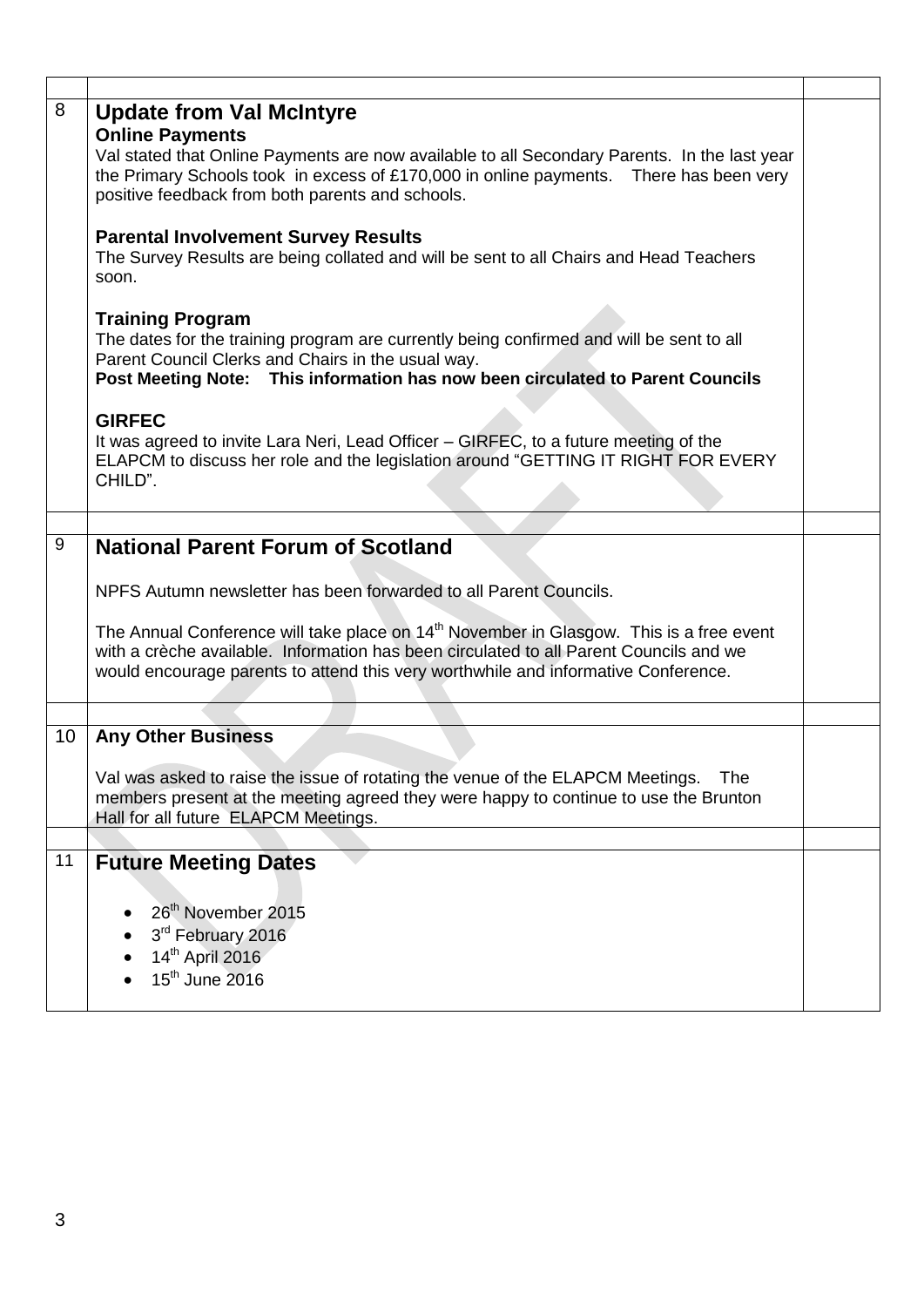| | | |
|---|---|---|
| 8 | **Update from Val McIntyre**<br>**Online Payments**<br>Val stated that Online Payments are now available to all Secondary Parents. In the last year the Primary Schools took in excess of £170,000 in online payments. There has been very positive feedback from both parents and schools.<br><br>**Parental Involvement Survey Results**<br>The Survey Results are being collated and will be sent to all Chairs and Head Teachers soon.<br><br>**Training Program**<br>The dates for the training program are currently being confirmed and will be sent to all Parent Council Clerks and Chairs in the usual way.<br>**Post Meeting Note: This information has now been circulated to Parent Councils**<br><br>**GIRFEC**<br>It was agreed to invite Lara Neri, Lead Officer – GIRFEC, to a future meeting of the ELAPCM to discuss her role and the legislation around "GETTING IT RIGHT FOR EVERY CHILD". | |
| | | |
| 9 | **National Parent Forum of Scotland**<br><br>NPFS Autumn newsletter has been forwarded to all Parent Councils.<br><br>The Annual Conference will take place on 14th November in Glasgow. This is a free event with a crèche available. Information has been circulated to all Parent Councils and we would encourage parents to attend this very worthwhile and informative Conference. | |
| | | |
| 10 | **Any Other Business**<br><br>Val was asked to raise the issue of rotating the venue of the ELAPCM Meetings. The members present at the meeting agreed they were happy to continue to use the Brunton Hall for all future ELAPCM Meetings. | |
| | | |
| 11 | **Future Meeting Dates**<br><br>• 26th November 2015<br>• 3rd February 2016<br>• 14th April 2016<br>• 15th June 2016 | |